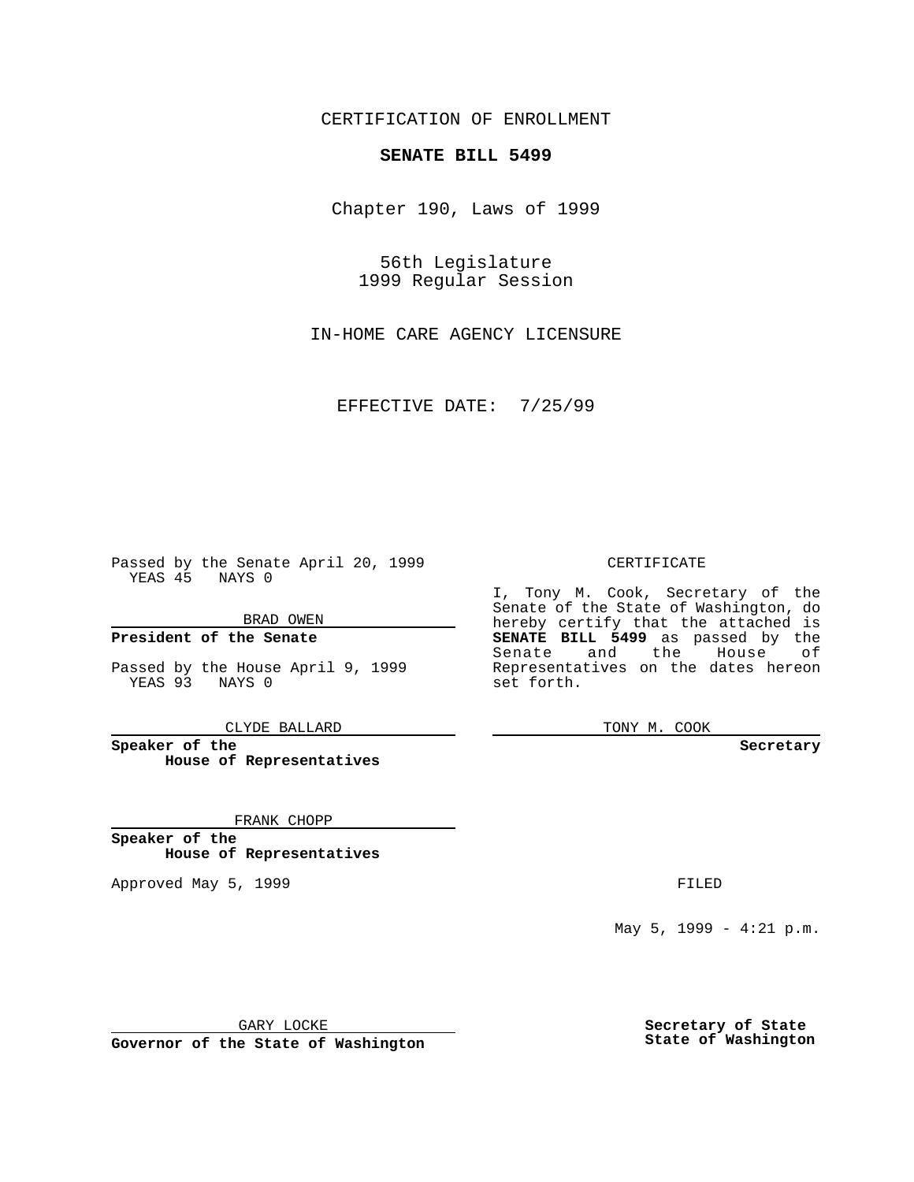CERTIFICATION OF ENROLLMENT

**SENATE BILL 5499**

Chapter 190, Laws of 1999

56th Legislature
1999 Regular Session

IN-HOME CARE AGENCY LICENSURE

EFFECTIVE DATE: 7/25/99

Passed by the Senate April 20, 1999
YEAS 45 NAYS 0

BRAD OWEN

**President of the Senate**

Passed by the House April 9, 1999
YEAS 93 NAYS 0

CLYDE BALLARD

**Speaker of the House of Representatives**

FRANK CHOPP

**Speaker of the House of Representatives**

Approved May 5, 1999

GARY LOCKE

**Governor of the State of Washington**

CERTIFICATE

I, Tony M. Cook, Secretary of the Senate of the State of Washington, do hereby certify that the attached is **SENATE BILL 5499** as passed by the Senate and the House of Representatives on the dates hereon set forth.

TONY M. COOK

**Secretary**

FILED

May 5, 1999 - 4:21 p.m.

**Secretary of State State of Washington**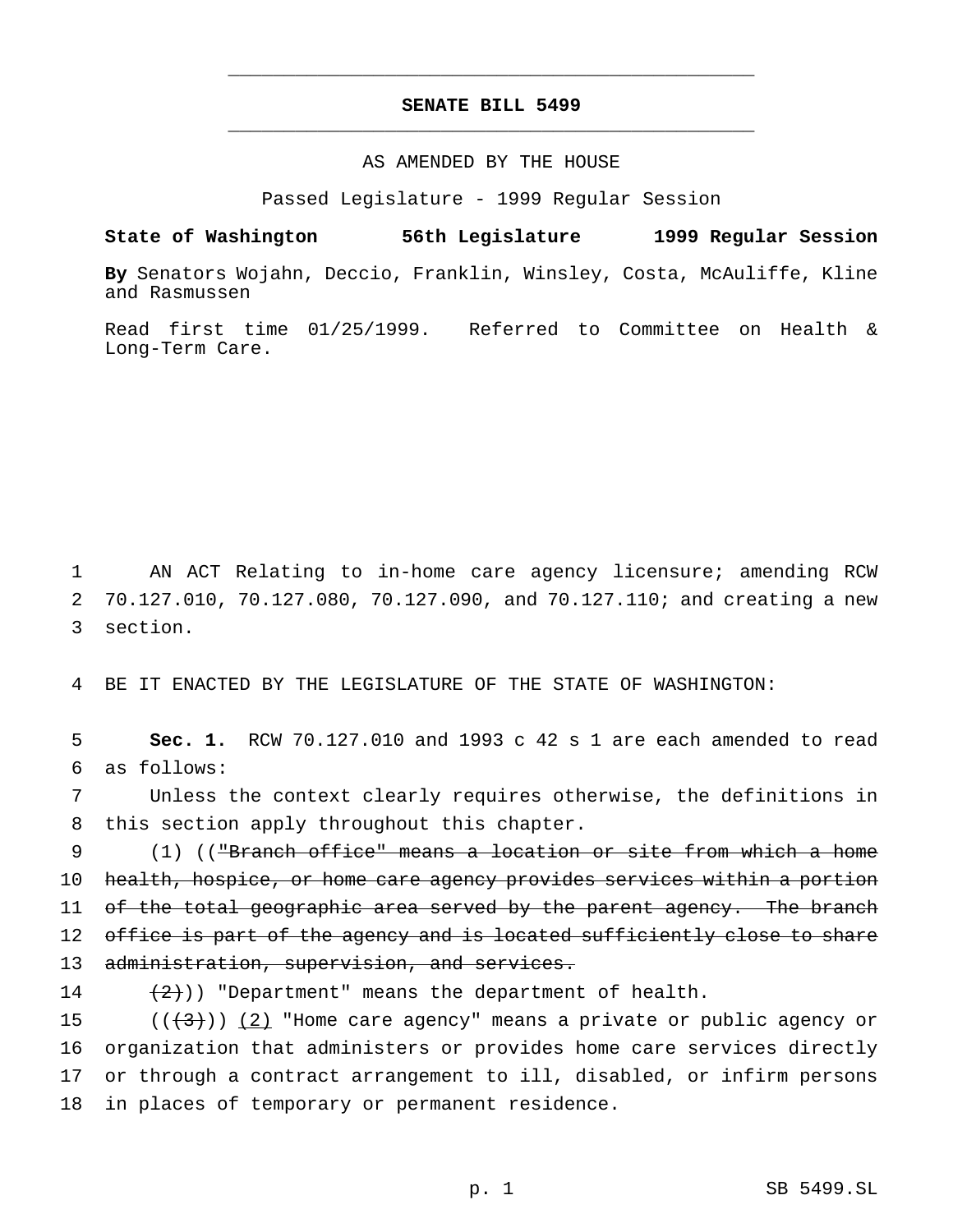# SENATE BILL 5499

AS AMENDED BY THE HOUSE

Passed Legislature - 1999 Regular Session

**State of Washington 56th Legislature 1999 Regular Session**

**By** Senators Wojahn, Deccio, Franklin, Winsley, Costa, McAuliffe, Kline and Rasmussen

Read first time 01/25/1999. Referred to Committee on Health & Long-Term Care.

1 AN ACT Relating to in-home care agency licensure; amending RCW
2 70.127.010, 70.127.080, 70.127.090, and 70.127.110; and creating a new
3 section.

4 BE IT ENACTED BY THE LEGISLATURE OF THE STATE OF WASHINGTON:

5 **Sec. 1.** RCW 70.127.010 and 1993 c 42 s 1 are each amended to read
6 as follows:

7 Unless the context clearly requires otherwise, the definitions in
8 this section apply throughout this chapter.

9 (1) ((~~"Branch office" means a location or site from which a home~~
10 ~~health, hospice, or home care agency provides services within a portion~~
11 ~~of the total geographic area served by the parent agency. The branch~~
12 ~~office is part of the agency and is located sufficiently close to share~~
13 ~~administration, supervision, and services.~~

14 ~~(2)~~)) "Department" means the department of health.

15 ((~~(3)~~)) <u>(2)</u> "Home care agency" means a private or public agency or
16 organization that administers or provides home care services directly
17 or through a contract arrangement to ill, disabled, or infirm persons
18 in places of temporary or permanent residence.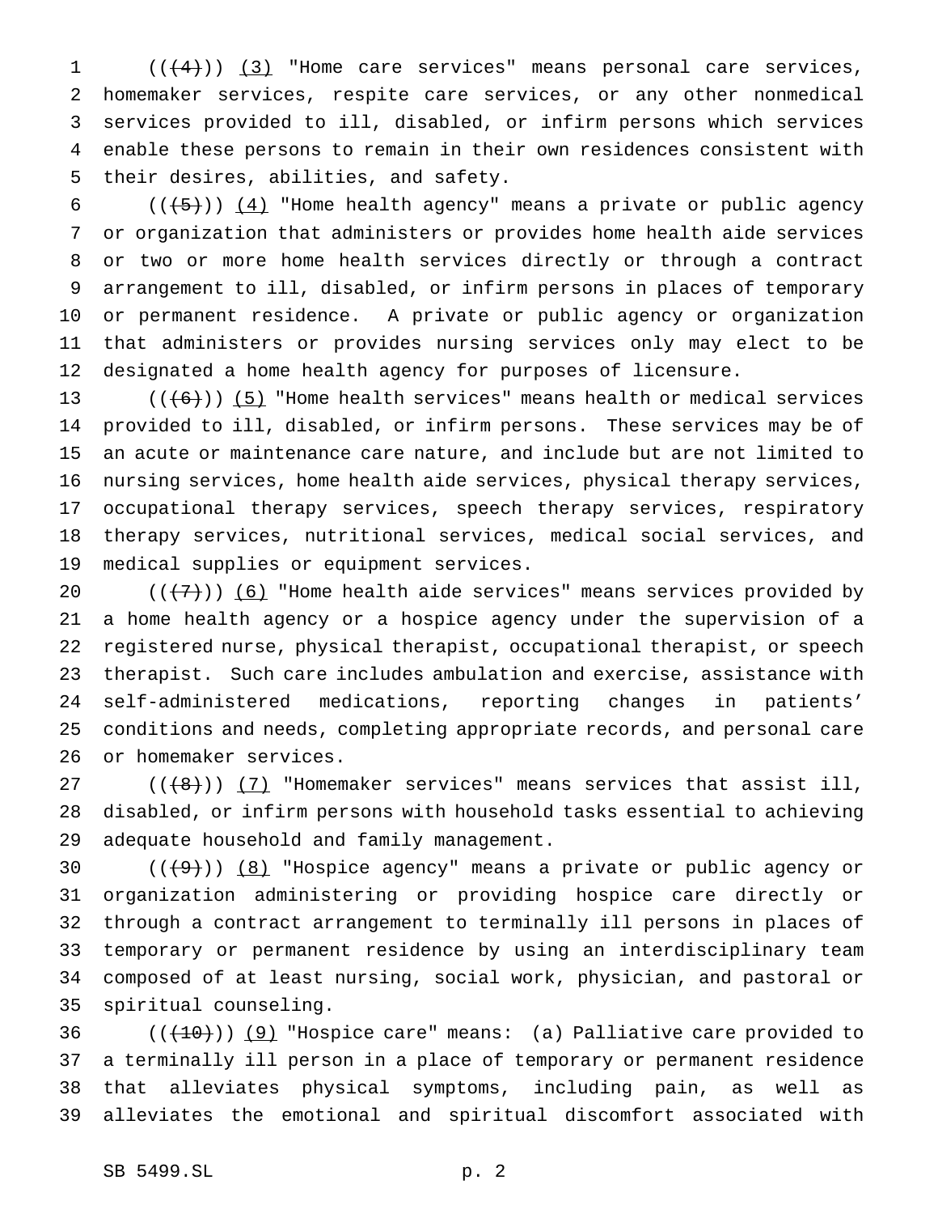((~~(4)~~)) <u>(3)</u> "Home care services" means personal care services, homemaker services, respite care services, or any other nonmedical services provided to ill, disabled, or infirm persons which services enable these persons to remain in their own residences consistent with their desires, abilities, and safety.

((~~(5)~~)) <u>(4)</u> "Home health agency" means a private or public agency or organization that administers or provides home health aide services or two or more home health services directly or through a contract arrangement to ill, disabled, or infirm persons in places of temporary or permanent residence. A private or public agency or organization that administers or provides nursing services only may elect to be designated a home health agency for purposes of licensure.

((~~(6)~~)) <u>(5)</u> "Home health services" means health or medical services provided to ill, disabled, or infirm persons. These services may be of an acute or maintenance care nature, and include but are not limited to nursing services, home health aide services, physical therapy services, occupational therapy services, speech therapy services, respiratory therapy services, nutritional services, medical social services, and medical supplies or equipment services.

((~~(7)~~)) <u>(6)</u> "Home health aide services" means services provided by a home health agency or a hospice agency under the supervision of a registered nurse, physical therapist, occupational therapist, or speech therapist. Such care includes ambulation and exercise, assistance with self-administered medications, reporting changes in patients' conditions and needs, completing appropriate records, and personal care or homemaker services.

((~~(8)~~)) <u>(7)</u> "Homemaker services" means services that assist ill, disabled, or infirm persons with household tasks essential to achieving adequate household and family management.

((~~(9)~~)) <u>(8)</u> "Hospice agency" means a private or public agency or organization administering or providing hospice care directly or through a contract arrangement to terminally ill persons in places of temporary or permanent residence by using an interdisciplinary team composed of at least nursing, social work, physician, and pastoral or spiritual counseling.

((~~(10)~~)) <u>(9)</u> "Hospice care" means: (a) Palliative care provided to a terminally ill person in a place of temporary or permanent residence that alleviates physical symptoms, including pain, as well as alleviates the emotional and spiritual discomfort associated with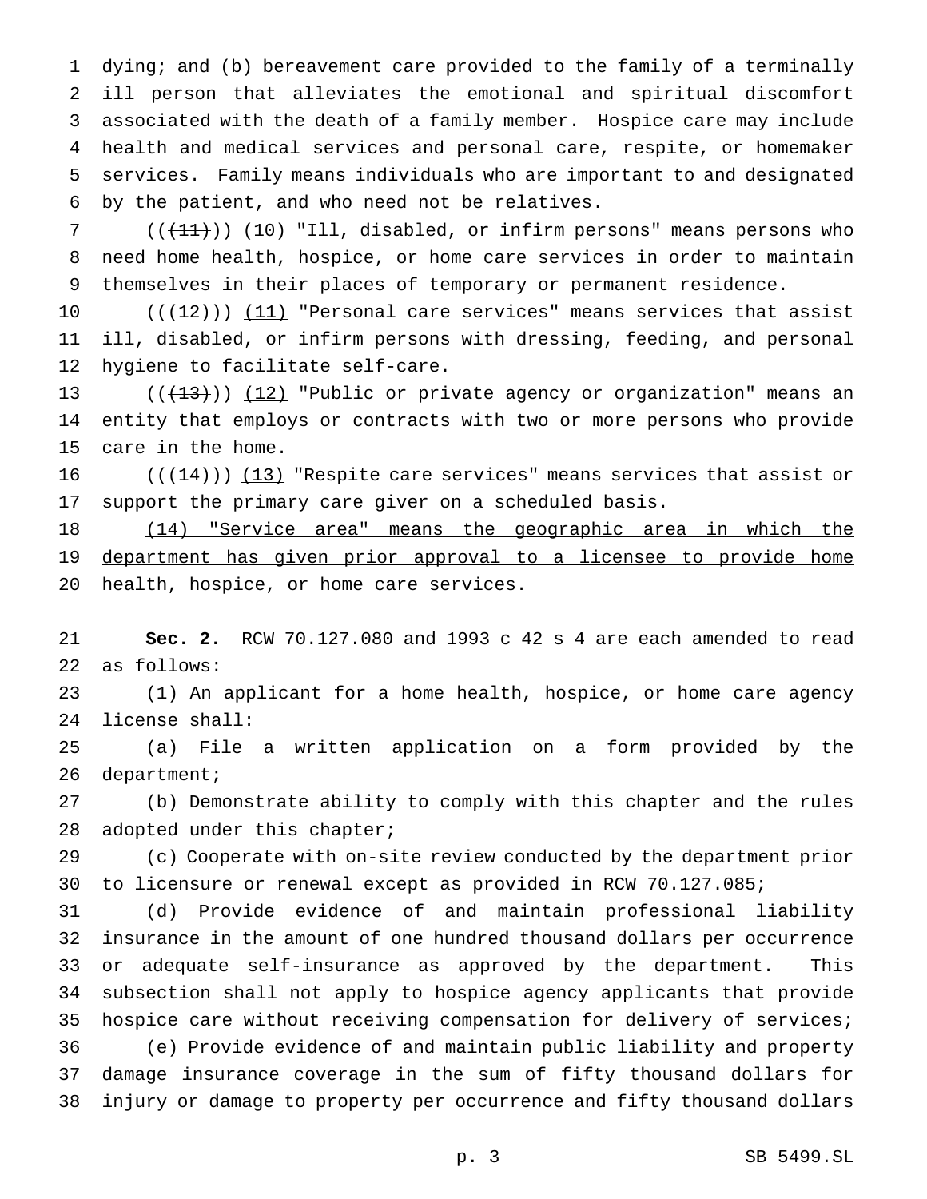dying; and (b) bereavement care provided to the family of a terminally ill person that alleviates the emotional and spiritual discomfort associated with the death of a family member. Hospice care may include health and medical services and personal care, respite, or homemaker services. Family means individuals who are important to and designated by the patient, and who need not be relatives.

(~~((11))~~) <u>(10)</u> "Ill, disabled, or infirm persons" means persons who need home health, hospice, or home care services in order to maintain themselves in their places of temporary or permanent residence.

(~~((12))~~) <u>(11)</u> "Personal care services" means services that assist ill, disabled, or infirm persons with dressing, feeding, and personal hygiene to facilitate self-care.

(~~((13))~~) <u>(12)</u> "Public or private agency or organization" means an entity that employs or contracts with two or more persons who provide care in the home.

(~~((14))~~) <u>(13)</u> "Respite care services" means services that assist or support the primary care giver on a scheduled basis.

<u>(14) "Service area" means the geographic area in which the department has given prior approval to a licensee to provide home health, hospice, or home care services.</u>

**Sec. 2.** RCW 70.127.080 and 1993 c 42 s 4 are each amended to read as follows:

(1) An applicant for a home health, hospice, or home care agency license shall:

(a) File a written application on a form provided by the department;

(b) Demonstrate ability to comply with this chapter and the rules adopted under this chapter;

(c) Cooperate with on-site review conducted by the department prior to licensure or renewal except as provided in RCW 70.127.085;

(d) Provide evidence of and maintain professional liability insurance in the amount of one hundred thousand dollars per occurrence or adequate self-insurance as approved by the department. This subsection shall not apply to hospice agency applicants that provide hospice care without receiving compensation for delivery of services;

(e) Provide evidence of and maintain public liability and property damage insurance coverage in the sum of fifty thousand dollars for injury or damage to property per occurrence and fifty thousand dollars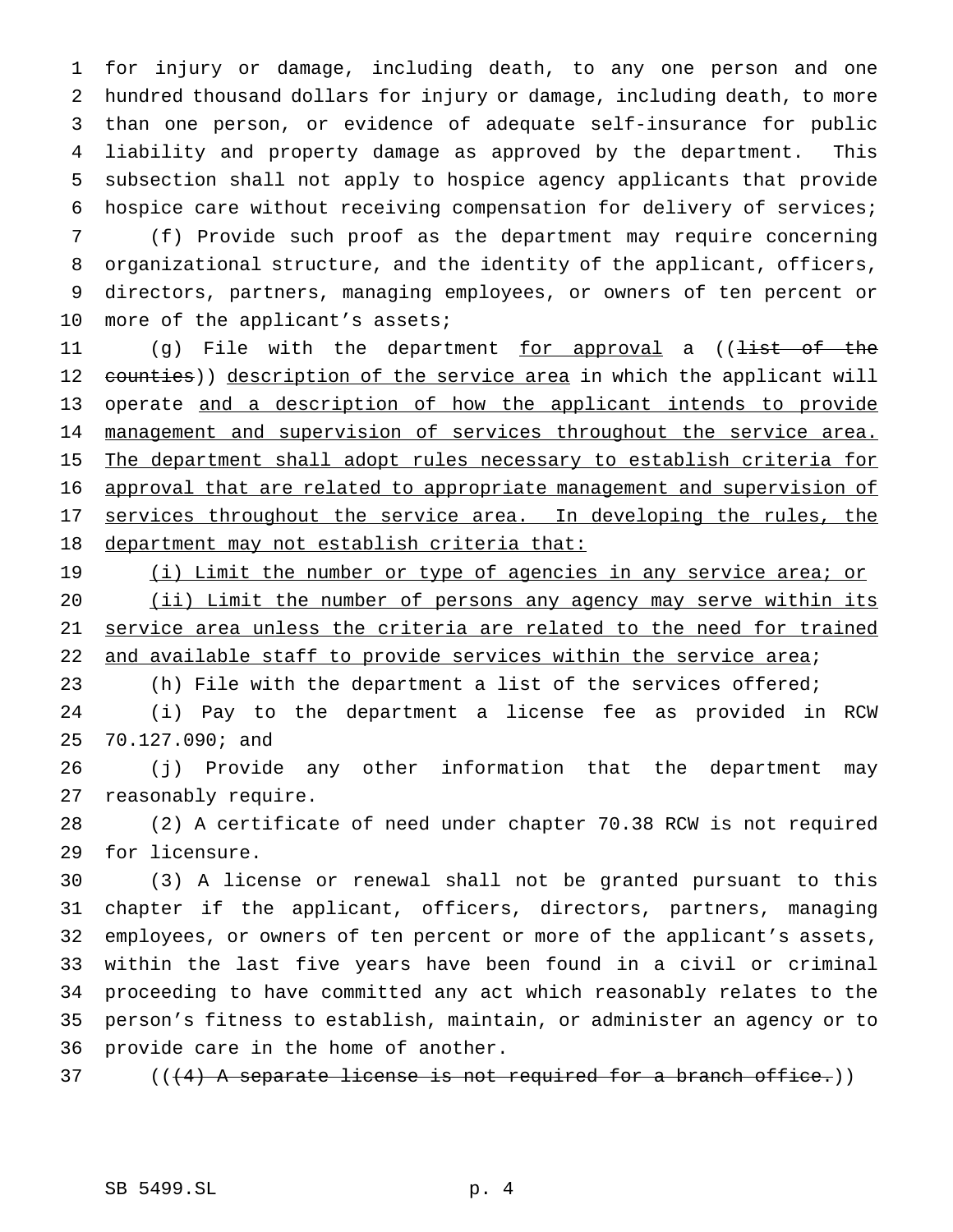for injury or damage, including death, to any one person and one hundred thousand dollars for injury or damage, including death, to more than one person, or evidence of adequate self-insurance for public liability and property damage as approved by the department. This subsection shall not apply to hospice agency applicants that provide hospice care without receiving compensation for delivery of services;

(f) Provide such proof as the department may require concerning organizational structure, and the identity of the applicant, officers, directors, partners, managing employees, or owners of ten percent or more of the applicant's assets;

(g) File with the department <u>for approval</u> a ((~~list of the counties~~)) <u>description of the service area</u> in which the applicant will operate <u>and a description of how the applicant intends to provide management and supervision of services throughout the service area. The department shall adopt rules necessary to establish criteria for approval that are related to appropriate management and supervision of services throughout the service area. In developing the rules, the department may not establish criteria that:</u>

<u>(i) Limit the number or type of agencies in any service area; or</u>

<u>(ii) Limit the number of persons any agency may serve within its service area unless the criteria are related to the need for trained and available staff to provide services within the service area</u>;

(h) File with the department a list of the services offered;

(i) Pay to the department a license fee as provided in RCW 70.127.090; and

(j) Provide any other information that the department may reasonably require.

(2) A certificate of need under chapter 70.38 RCW is not required for licensure.

(3) A license or renewal shall not be granted pursuant to this chapter if the applicant, officers, directors, partners, managing employees, or owners of ten percent or more of the applicant's assets, within the last five years have been found in a civil or criminal proceeding to have committed any act which reasonably relates to the person's fitness to establish, maintain, or administer an agency or to provide care in the home of another.

((~~(4) A separate license is not required for a branch office.~~))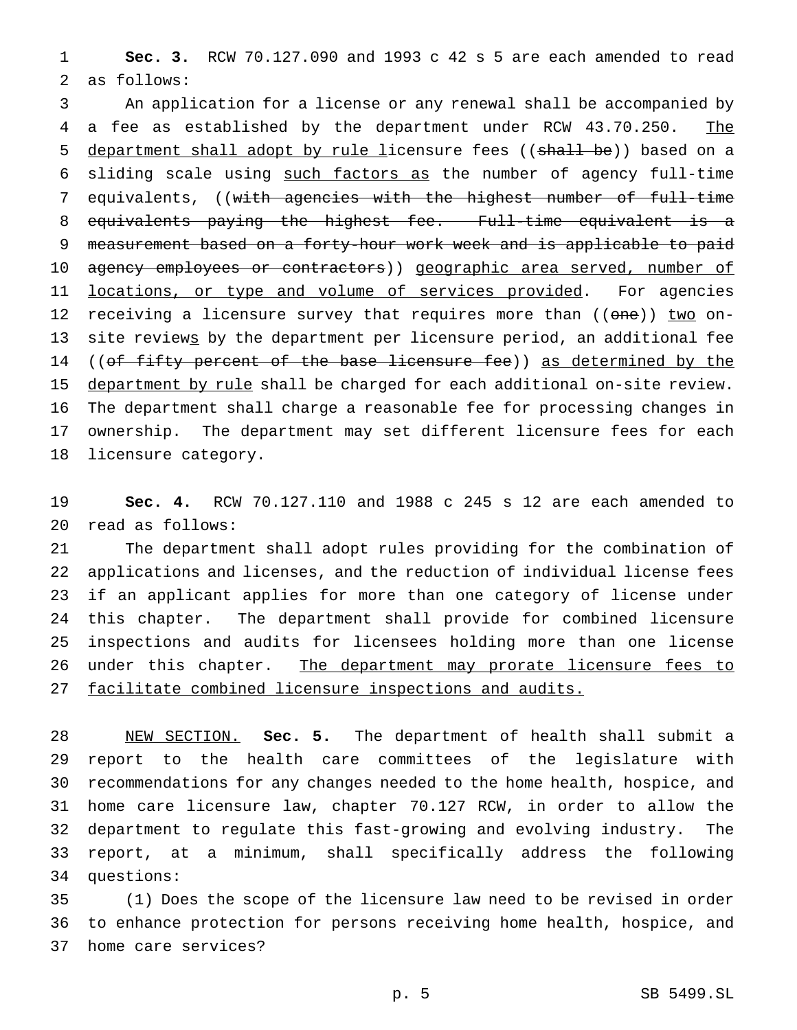**Sec. 3.** RCW 70.127.090 and 1993 c 42 s 5 are each amended to read as follows:

An application for a license or any renewal shall be accompanied by a fee as established by the department under RCW 43.70.250. The department shall adopt by rule licensure fees ((~~shall be~~)) based on a sliding scale using such factors as the number of agency full-time equivalents, ((~~with agencies with the highest number of full-time equivalents paying the highest fee. Full-time equivalent is a measurement based on a forty-hour work week and is applicable to paid agency employees or contractors~~)) geographic area served, number of locations, or type and volume of services provided. For agencies receiving a licensure survey that requires more than ((~~one~~)) two on-site reviews by the department per licensure period, an additional fee ((~~of fifty percent of the base licensure fee~~)) as determined by the department by rule shall be charged for each additional on-site review. The department shall charge a reasonable fee for processing changes in ownership. The department may set different licensure fees for each licensure category.

**Sec. 4.** RCW 70.127.110 and 1988 c 245 s 12 are each amended to read as follows:

The department shall adopt rules providing for the combination of applications and licenses, and the reduction of individual license fees if an applicant applies for more than one category of license under this chapter. The department shall provide for combined licensure inspections and audits for licensees holding more than one license under this chapter. The department may prorate licensure fees to facilitate combined licensure inspections and audits.

NEW SECTION. **Sec. 5.** The department of health shall submit a report to the health care committees of the legislature with recommendations for any changes needed to the home health, hospice, and home care licensure law, chapter 70.127 RCW, in order to allow the department to regulate this fast-growing and evolving industry. The report, at a minimum, shall specifically address the following questions:

(1) Does the scope of the licensure law need to be revised in order to enhance protection for persons receiving home health, hospice, and home care services?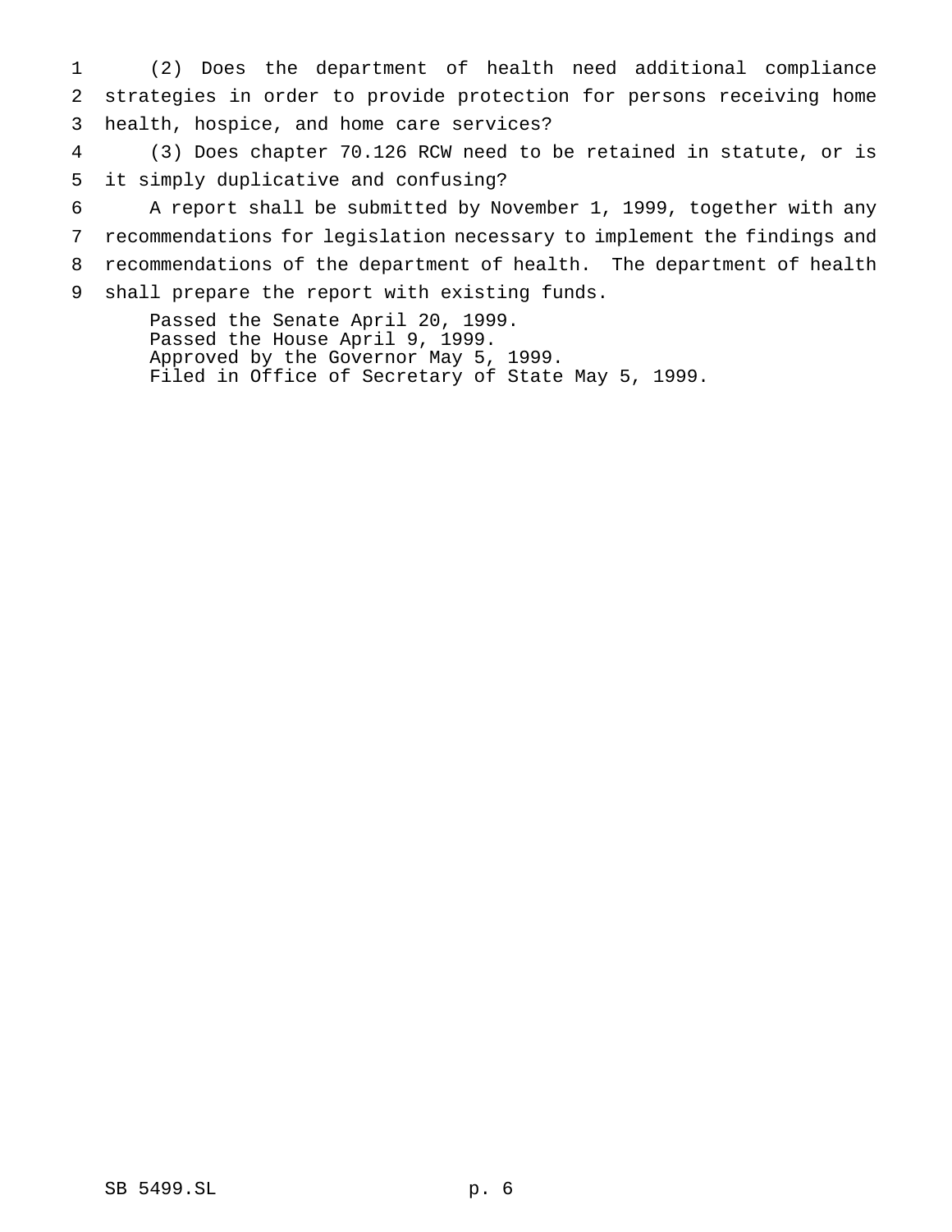(2) Does the department of health need additional compliance strategies in order to provide protection for persons receiving home health, hospice, and home care services?

(3) Does chapter 70.126 RCW need to be retained in statute, or is it simply duplicative and confusing?

A report shall be submitted by November 1, 1999, together with any recommendations for legislation necessary to implement the findings and recommendations of the department of health. The department of health shall prepare the report with existing funds.

Passed the Senate April 20, 1999.
Passed the House April 9, 1999.
Approved by the Governor May 5, 1999.
Filed in Office of Secretary of State May 5, 1999.